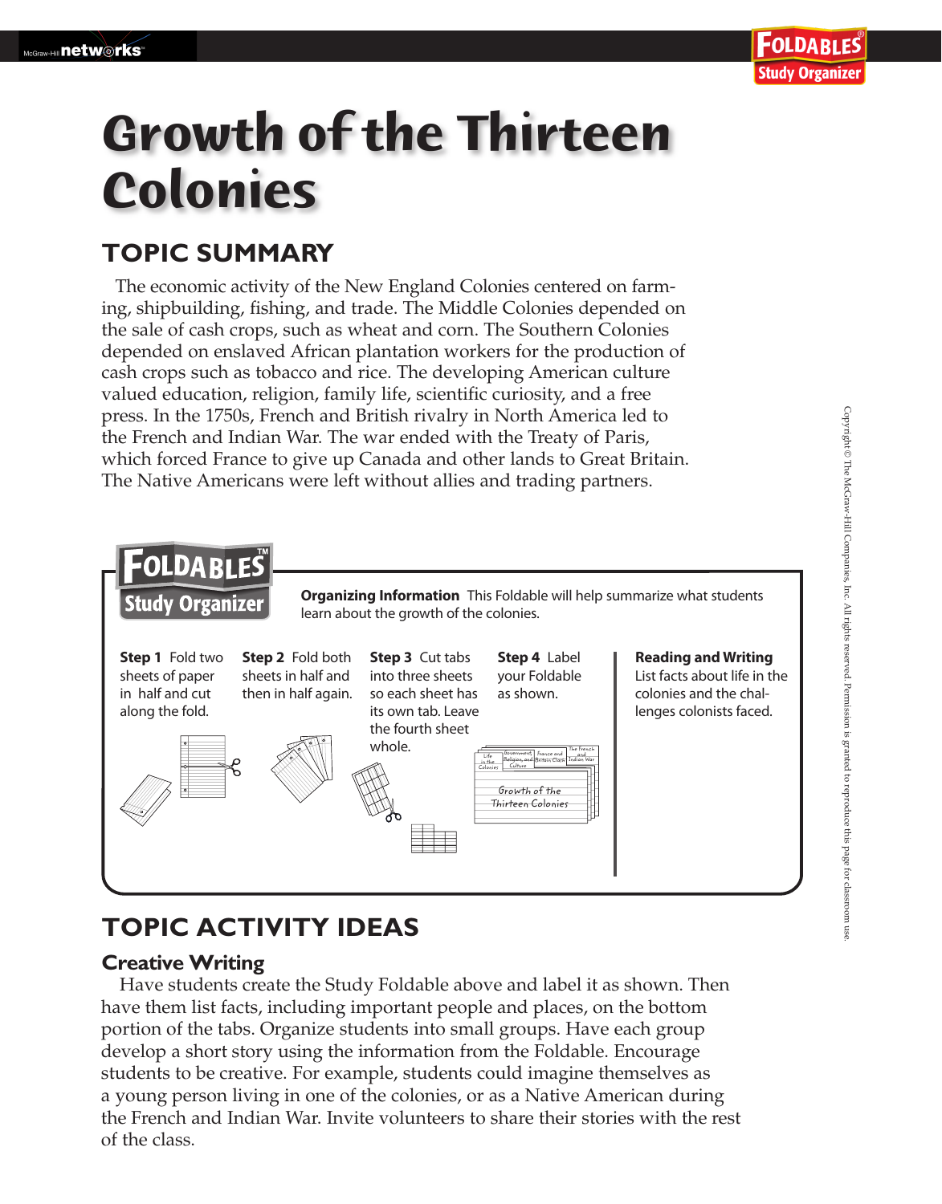# Growth of the Thirteen Colonies

## TOPIC SUMMARY

The economic activity of the New England Colonies centered on farming, shipbuilding, fishing, and trade. The Middle Colonies depended on the sale of cash crops, such as wheat and corn. The Southern Colonies depended on enslaved African plantation workers for the production of cash crops such as tobacco and rice. The developing American culture valued education, religion, family life, scientific curiosity, and a free press. In the 1750s, French and British rivalry in North America led to the French and Indian War. The war ended with the Treaty of Paris, which forced France to give up Canada and other lands to Great Britain. The Native Americans were left without allies and trading partners.

**FOLDABLES Study Organizer**

**Organizing Information** This Foldable will help summarize what students learn about the growth of the colonies.

**Step 1** Fold two sheets of paper in half and cut along the fold.

**Step 2** Fold both sheets in half and then in half again.

**Step 3** Cut tabs into three sheets so each sheet has its own tab. Leave the fourth sheet whole.

**Step 4** Label your Foldable as shown.

Life in the Colonies | Government, Religion, and Culture | France and Britain Clash | The French and Indian War

Growth of the Thirteen Colonies

**Reading and Writing** List facts about life in the colonies and the challenges colonists faced.

## TOPIC ACTIVITY IDEAS

### Creative Writing

Have students create the Study Foldable above and label it as shown. Then have them list facts, including important people and places, on the bottom portion of the tabs. Organize students into small groups. Have each group develop a short story using the information from the Foldable. Encourage students to be creative. For example, students could imagine themselves as a young person living in one of the colonies, or as a Native American during the French and Indian War. Invite volunteers to share their stories with the rest of the class.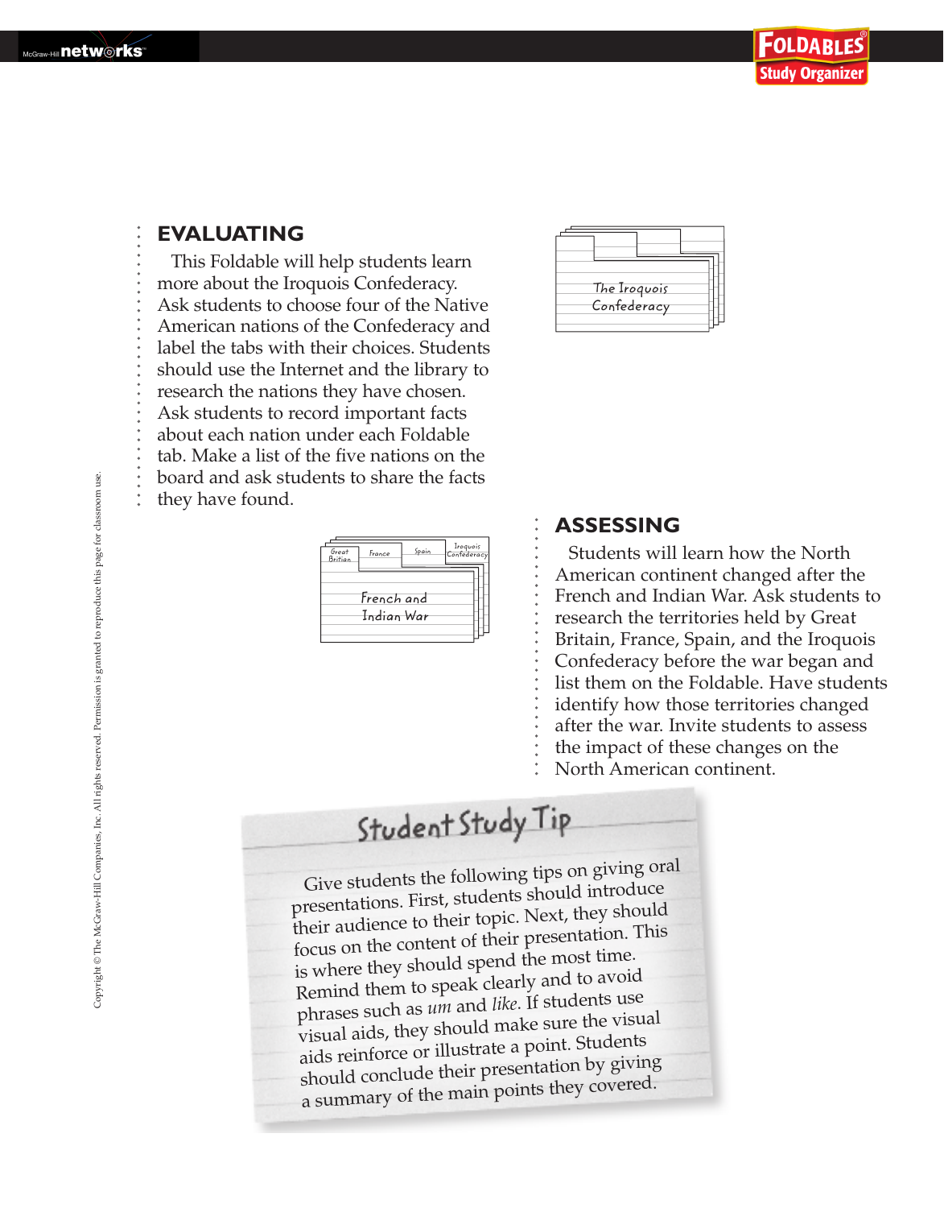## EVALUATING

This Foldable will help students learn more about the Iroquois Confederacy. Ask students to choose four of the Native American nations of the Confederacy and label the tabs with their choices. Students should use the Internet and the library to research the nations they have chosen. Ask students to record important facts about each nation under each Foldable tab. Make a list of the five nations on the board and ask students to share the facts they have found.

The Iroquois Confederacy

Great Britian | France | Spain | Iroquois Confederacy

French and Indian War

## ASSESSING

Students will learn how the North American continent changed after the French and Indian War. Ask students to research the territories held by Great Britain, France, Spain, and the Iroquois Confederacy before the war began and list them on the Foldable. Have students identify how those territories changed after the war. Invite students to assess the impact of these changes on the North American continent.

### Student Study Tip

Give students the following tips on giving oral presentations. First, students should introduce their audience to their topic. Next, they should focus on the content of their presentation. This is where they should spend the most time. Remind them to speak clearly and to avoid phrases such as *um* and *like*. If students use visual aids, they should make sure the visual aids reinforce or illustrate a point. Students should conclude their presentation by giving a summary of the main points they covered.